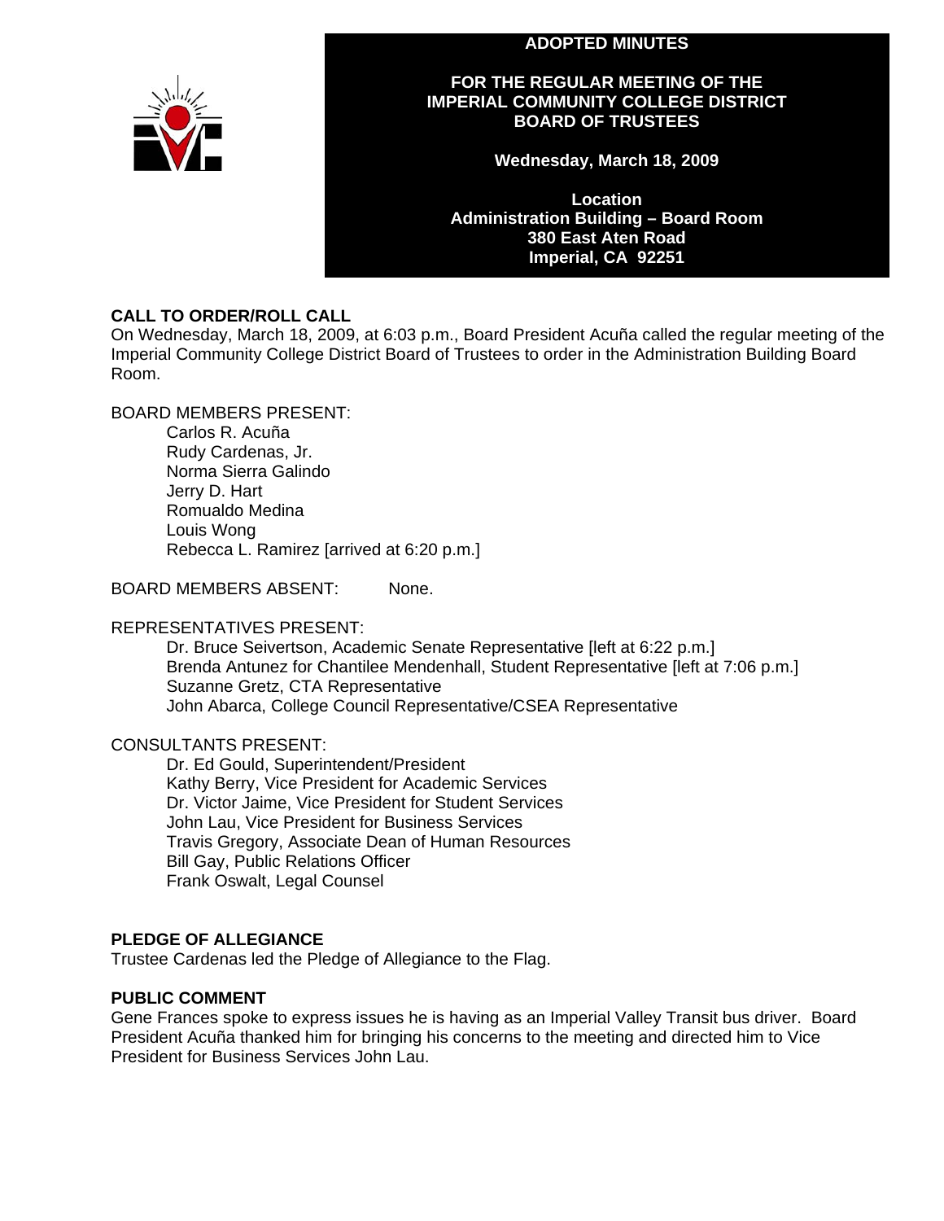# ADOPTED MINUTES

## FOR THE REGULAR MEETING OF THE IMPERIAL COMMUNITY COLLEGE DISTRICT BOARD OF TRUSTEES

**Wednesday, March 18, 2009**

**Location**
**Administration Building – Board Room**
**380 East Aten Road**
**Imperial, CA 92251**

## CALL TO ORDER/ROLL CALL

On Wednesday, March 18, 2009, at 6:03 p.m., Board President Acuña called the regular meeting of the Imperial Community College District Board of Trustees to order in the Administration Building Board Room.

BOARD MEMBERS PRESENT:

- Carlos R. Acuña
- Rudy Cardenas, Jr.
- Norma Sierra Galindo
- Jerry D. Hart
- Romualdo Medina
- Louis Wong
- Rebecca L. Ramirez [arrived at 6:20 p.m.]

BOARD MEMBERS ABSENT: None.

REPRESENTATIVES PRESENT:

- Dr. Bruce Seivertson, Academic Senate Representative [left at 6:22 p.m.]
- Brenda Antunez for Chantilee Mendenhall, Student Representative [left at 7:06 p.m.]
- Suzanne Gretz, CTA Representative
- John Abarca, College Council Representative/CSEA Representative

CONSULTANTS PRESENT:

- Dr. Ed Gould, Superintendent/President
- Kathy Berry, Vice President for Academic Services
- Dr. Victor Jaime, Vice President for Student Services
- John Lau, Vice President for Business Services
- Travis Gregory, Associate Dean of Human Resources
- Bill Gay, Public Relations Officer
- Frank Oswalt, Legal Counsel

## PLEDGE OF ALLEGIANCE

Trustee Cardenas led the Pledge of Allegiance to the Flag.

## PUBLIC COMMENT

Gene Frances spoke to express issues he is having as an Imperial Valley Transit bus driver. Board President Acuña thanked him for bringing his concerns to the meeting and directed him to Vice President for Business Services John Lau.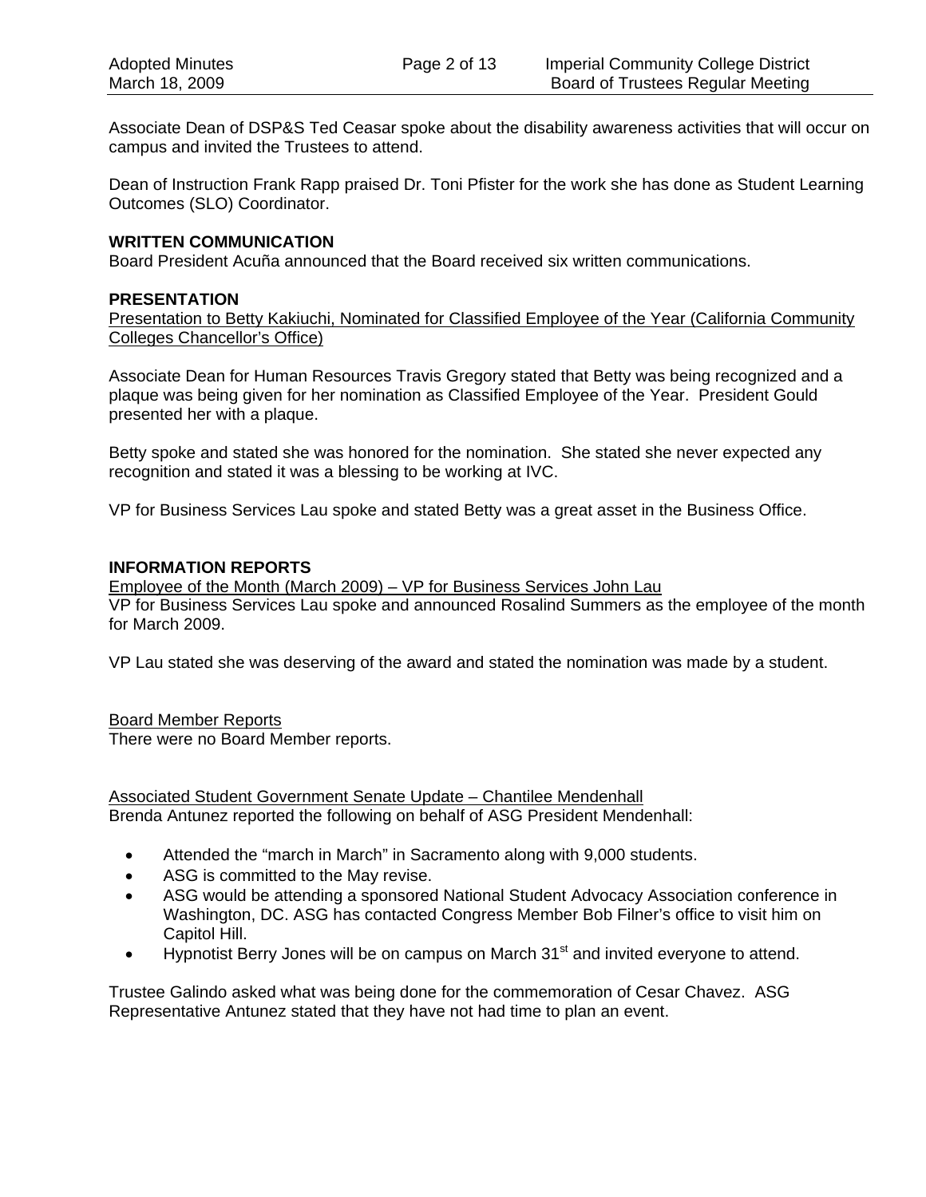Associate Dean of DSP&S Ted Ceasar spoke about the disability awareness activities that will occur on campus and invited the Trustees to attend.

Dean of Instruction Frank Rapp praised Dr. Toni Pfister for the work she has done as Student Learning Outcomes (SLO) Coordinator.

**WRITTEN COMMUNICATION**

Board President Acuña announced that the Board received six written communications.

**PRESENTATION**

Presentation to Betty Kakiuchi, Nominated for Classified Employee of the Year (California Community Colleges Chancellor's Office)

Associate Dean for Human Resources Travis Gregory stated that Betty was being recognized and a plaque was being given for her nomination as Classified Employee of the Year. President Gould presented her with a plaque.

Betty spoke and stated she was honored for the nomination. She stated she never expected any recognition and stated it was a blessing to be working at IVC.

VP for Business Services Lau spoke and stated Betty was a great asset in the Business Office.

**INFORMATION REPORTS**

Employee of the Month (March 2009) – VP for Business Services John Lau

VP for Business Services Lau spoke and announced Rosalind Summers as the employee of the month for March 2009.

VP Lau stated she was deserving of the award and stated the nomination was made by a student.

Board Member Reports

There were no Board Member reports.

Associated Student Government Senate Update – Chantilee Mendenhall

Brenda Antunez reported the following on behalf of ASG President Mendenhall:

- Attended the "march in March" in Sacramento along with 9,000 students.
- ASG is committed to the May revise.
- ASG would be attending a sponsored National Student Advocacy Association conference in Washington, DC. ASG has contacted Congress Member Bob Filner's office to visit him on Capitol Hill.
- Hypnotist Berry Jones will be on campus on March 31st and invited everyone to attend.

Trustee Galindo asked what was being done for the commemoration of Cesar Chavez. ASG Representative Antunez stated that they have not had time to plan an event.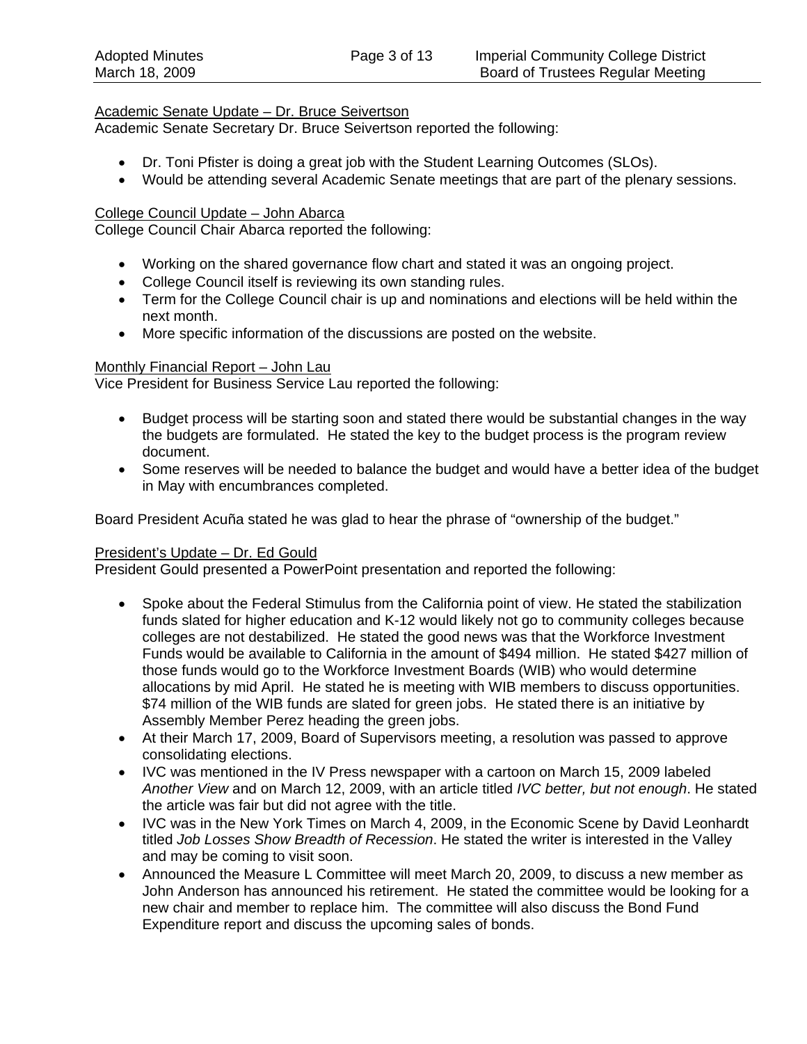<u>Academic Senate Update – Dr. Bruce Seivertson</u>

Academic Senate Secretary Dr. Bruce Seivertson reported the following:

- Dr. Toni Pfister is doing a great job with the Student Learning Outcomes (SLOs).
- Would be attending several Academic Senate meetings that are part of the plenary sessions.

<u>College Council Update – John Abarca</u>

College Council Chair Abarca reported the following:

- Working on the shared governance flow chart and stated it was an ongoing project.
- College Council itself is reviewing its own standing rules.
- Term for the College Council chair is up and nominations and elections will be held within the next month.
- More specific information of the discussions are posted on the website.

<u>Monthly Financial Report – John Lau</u>

Vice President for Business Service Lau reported the following:

- Budget process will be starting soon and stated there would be substantial changes in the way the budgets are formulated. He stated the key to the budget process is the program review document.
- Some reserves will be needed to balance the budget and would have a better idea of the budget in May with encumbrances completed.

Board President Acuña stated he was glad to hear the phrase of "ownership of the budget."

<u>President's Update – Dr. Ed Gould</u>

President Gould presented a PowerPoint presentation and reported the following:

- Spoke about the Federal Stimulus from the California point of view. He stated the stabilization funds slated for higher education and K-12 would likely not go to community colleges because colleges are not destabilized. He stated the good news was that the Workforce Investment Funds would be available to California in the amount of $494 million. He stated $427 million of those funds would go to the Workforce Investment Boards (WIB) who would determine allocations by mid April. He stated he is meeting with WIB members to discuss opportunities. $74 million of the WIB funds are slated for green jobs. He stated there is an initiative by Assembly Member Perez heading the green jobs.
- At their March 17, 2009, Board of Supervisors meeting, a resolution was passed to approve consolidating elections.
- IVC was mentioned in the IV Press newspaper with a cartoon on March 15, 2009 labeled *Another View* and on March 12, 2009, with an article titled *IVC better, but not enough*. He stated the article was fair but did not agree with the title.
- IVC was in the New York Times on March 4, 2009, in the Economic Scene by David Leonhardt titled *Job Losses Show Breadth of Recession*. He stated the writer is interested in the Valley and may be coming to visit soon.
- Announced the Measure L Committee will meet March 20, 2009, to discuss a new member as John Anderson has announced his retirement. He stated the committee would be looking for a new chair and member to replace him. The committee will also discuss the Bond Fund Expenditure report and discuss the upcoming sales of bonds.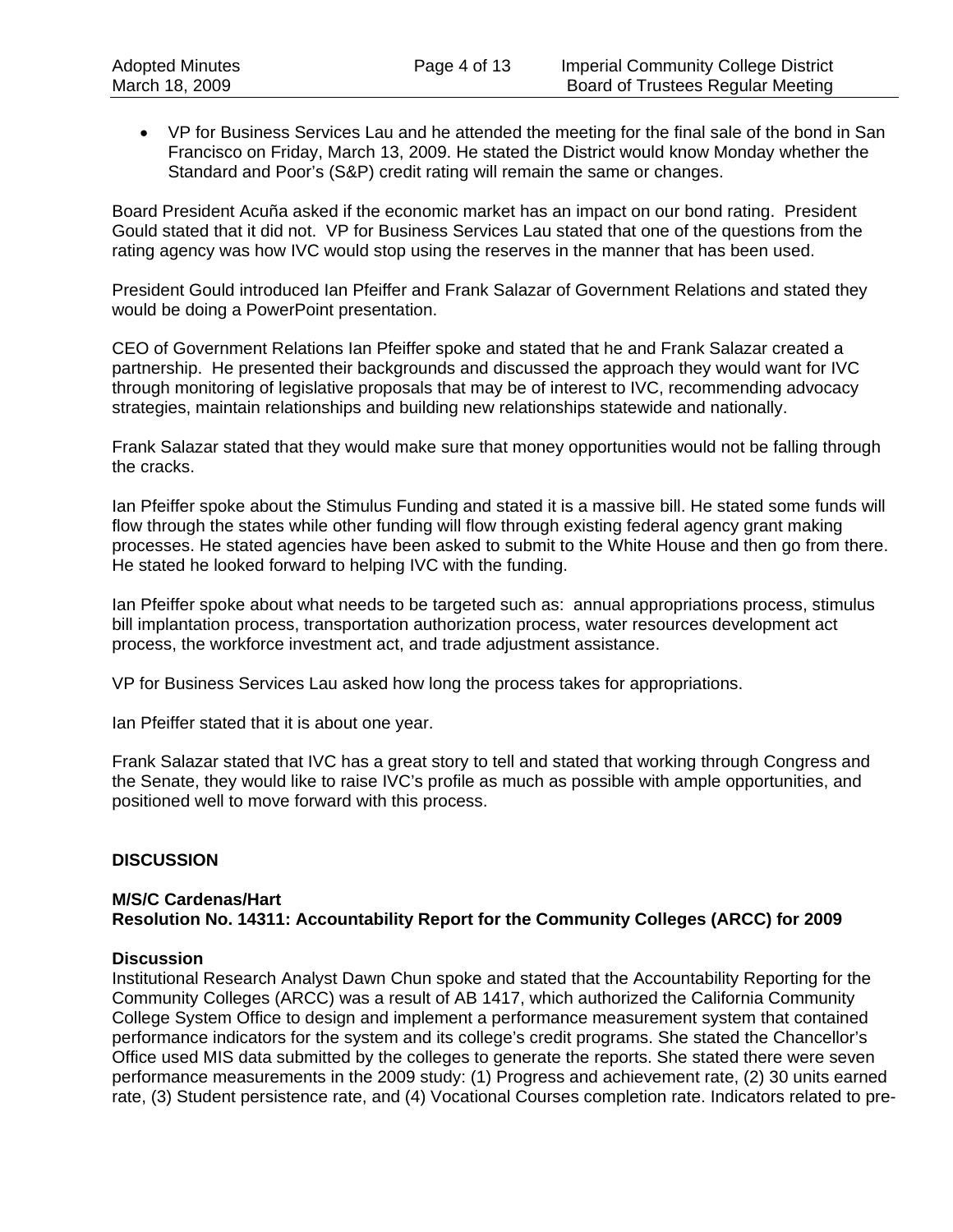- VP for Business Services Lau and he attended the meeting for the final sale of the bond in San Francisco on Friday, March 13, 2009. He stated the District would know Monday whether the Standard and Poor's (S&P) credit rating will remain the same or changes.

Board President Acuña asked if the economic market has an impact on our bond rating. President Gould stated that it did not. VP for Business Services Lau stated that one of the questions from the rating agency was how IVC would stop using the reserves in the manner that has been used.

President Gould introduced Ian Pfeiffer and Frank Salazar of Government Relations and stated they would be doing a PowerPoint presentation.

CEO of Government Relations Ian Pfeiffer spoke and stated that he and Frank Salazar created a partnership. He presented their backgrounds and discussed the approach they would want for IVC through monitoring of legislative proposals that may be of interest to IVC, recommending advocacy strategies, maintain relationships and building new relationships statewide and nationally.

Frank Salazar stated that they would make sure that money opportunities would not be falling through the cracks.

Ian Pfeiffer spoke about the Stimulus Funding and stated it is a massive bill. He stated some funds will flow through the states while other funding will flow through existing federal agency grant making processes. He stated agencies have been asked to submit to the White House and then go from there. He stated he looked forward to helping IVC with the funding.

Ian Pfeiffer spoke about what needs to be targeted such as: annual appropriations process, stimulus bill implantation process, transportation authorization process, water resources development act process, the workforce investment act, and trade adjustment assistance.

VP for Business Services Lau asked how long the process takes for appropriations.

Ian Pfeiffer stated that it is about one year.

Frank Salazar stated that IVC has a great story to tell and stated that working through Congress and the Senate, they would like to raise IVC's profile as much as possible with ample opportunities, and positioned well to move forward with this process.

**DISCUSSION**

**M/S/C Cardenas/Hart**
**Resolution No. 14311: Accountability Report for the Community Colleges (ARCC) for 2009**

**Discussion**
Institutional Research Analyst Dawn Chun spoke and stated that the Accountability Reporting for the Community Colleges (ARCC) was a result of AB 1417, which authorized the California Community College System Office to design and implement a performance measurement system that contained performance indicators for the system and its college's credit programs. She stated the Chancellor's Office used MIS data submitted by the colleges to generate the reports. She stated there were seven performance measurements in the 2009 study: (1) Progress and achievement rate, (2) 30 units earned rate, (3) Student persistence rate, and (4) Vocational Courses completion rate. Indicators related to pre-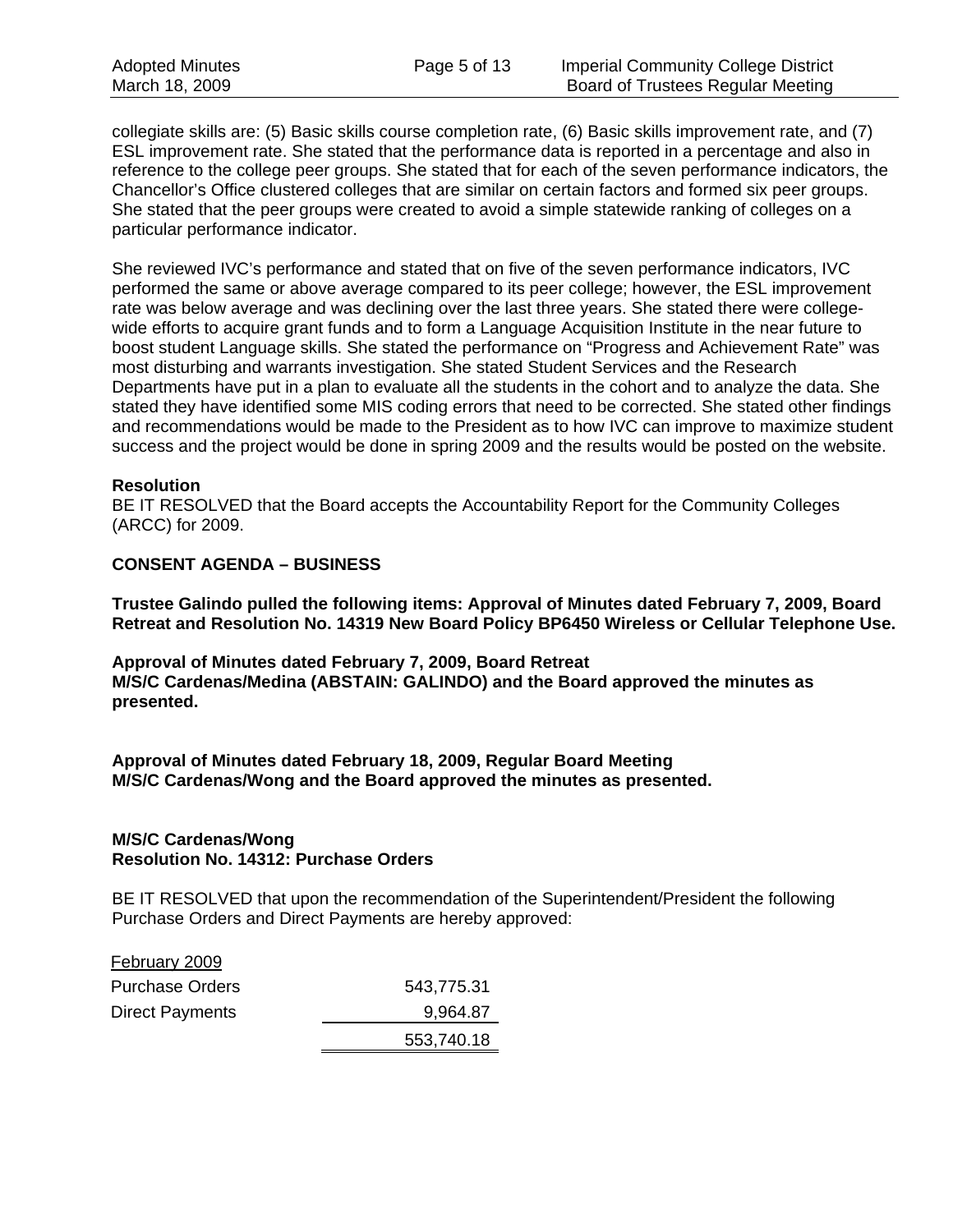collegiate skills are: (5) Basic skills course completion rate, (6) Basic skills improvement rate, and (7) ESL improvement rate. She stated that the performance data is reported in a percentage and also in reference to the college peer groups. She stated that for each of the seven performance indicators, the Chancellor's Office clustered colleges that are similar on certain factors and formed six peer groups. She stated that the peer groups were created to avoid a simple statewide ranking of colleges on a particular performance indicator.

She reviewed IVC's performance and stated that on five of the seven performance indicators, IVC performed the same or above average compared to its peer college; however, the ESL improvement rate was below average and was declining over the last three years. She stated there were college-wide efforts to acquire grant funds and to form a Language Acquisition Institute in the near future to boost student Language skills. She stated the performance on "Progress and Achievement Rate" was most disturbing and warrants investigation. She stated Student Services and the Research Departments have put in a plan to evaluate all the students in the cohort and to analyze the data. She stated they have identified some MIS coding errors that need to be corrected. She stated other findings and recommendations would be made to the President as to how IVC can improve to maximize student success and the project would be done in spring 2009 and the results would be posted on the website.

**Resolution**
BE IT RESOLVED that the Board accepts the Accountability Report for the Community Colleges (ARCC) for 2009.

**CONSENT AGENDA – BUSINESS**

**Trustee Galindo pulled the following items: Approval of Minutes dated February 7, 2009, Board Retreat and Resolution No. 14319 New Board Policy BP6450 Wireless or Cellular Telephone Use.**

**Approval of Minutes dated February 7, 2009, Board Retreat**
**M/S/C Cardenas/Medina (ABSTAIN: GALINDO) and the Board approved the minutes as presented.**

**Approval of Minutes dated February 18, 2009, Regular Board Meeting**
**M/S/C Cardenas/Wong and the Board approved the minutes as presented.**

**M/S/C Cardenas/Wong**
**Resolution No. 14312: Purchase Orders**

BE IT RESOLVED that upon the recommendation of the Superintendent/President the following Purchase Orders and Direct Payments are hereby approved:

| February 2009 | |
|---|---:|
| Purchase Orders | 543,775.31 |
| Direct Payments | 9,964.87 |
| | 553,740.18 |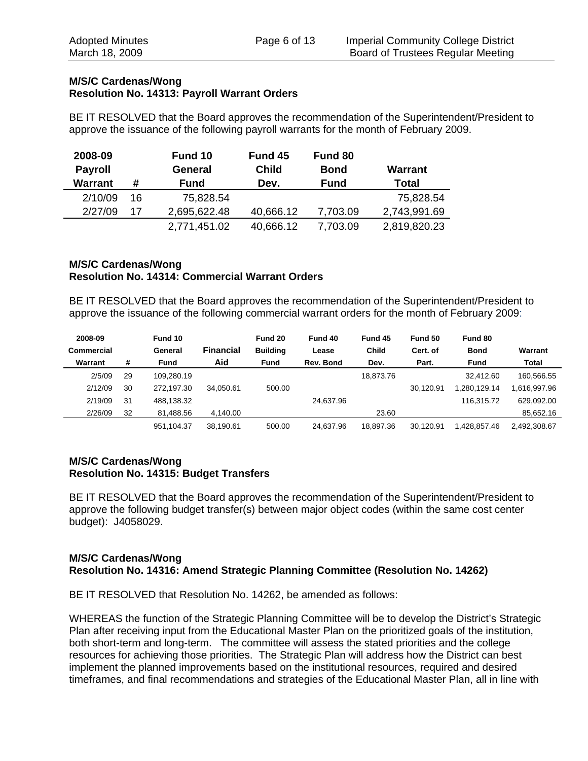**M/S/C Cardenas/Wong**
**Resolution No. 14313: Payroll Warrant Orders**

BE IT RESOLVED that the Board approves the recommendation of the Superintendent/President to approve the issuance of the following payroll warrants for the month of February 2009.

| 2008-09 Payroll Warrant | # | Fund 10 General Fund | Fund 45 Child Dev. | Fund 80 Bond Fund | Warrant Total |
|---|---|---|---|---|---|
| 2/10/09 | 16 | 75,828.54 | | | 75,828.54 |
| 2/27/09 | 17 | 2,695,622.48 | 40,666.12 | 7,703.09 | 2,743,991.69 |
| | | 2,771,451.02 | 40,666.12 | 7,703.09 | 2,819,820.23 |

**M/S/C Cardenas/Wong**
**Resolution No. 14314: Commercial Warrant Orders**

BE IT RESOLVED that the Board approves the recommendation of the Superintendent/President to approve the issuance of the following commercial warrant orders for the month of February 2009:

| 2008-09 Commercial Warrant | # | Fund 10 General Fund | Financial Aid | Fund 20 Building Fund | Fund 40 Lease Rev. Bond | Fund 45 Child Dev. | Fund 50 Cert. of Part. | Fund 80 Bond Fund | Warrant Total |
|---|---|---|---|---|---|---|---|---|---|
| 2/5/09 | 29 | 109,280.19 | | | | 18,873.76 | | 32,412.60 | 160,566.55 |
| 2/12/09 | 30 | 272,197.30 | 34,050.61 | 500.00 | | | 30,120.91 | 1,280,129.14 | 1,616,997.96 |
| 2/19/09 | 31 | 488,138.32 | | | 24,637.96 | | | 116,315.72 | 629,092.00 |
| 2/26/09 | 32 | 81,488.56 | 4,140.00 | | | 23.60 | | | 85,652.16 |
| | | 951,104.37 | 38,190.61 | 500.00 | 24,637.96 | 18,897.36 | 30,120.91 | 1,428,857.46 | 2,492,308.67 |

**M/S/C Cardenas/Wong**
**Resolution No. 14315: Budget Transfers**

BE IT RESOLVED that the Board approves the recommendation of the Superintendent/President to approve the following budget transfer(s) between major object codes (within the same cost center budget): J4058029.

**M/S/C Cardenas/Wong**
**Resolution No. 14316: Amend Strategic Planning Committee (Resolution No. 14262)**

BE IT RESOLVED that Resolution No. 14262, be amended as follows:

WHEREAS the function of the Strategic Planning Committee will be to develop the District's Strategic Plan after receiving input from the Educational Master Plan on the prioritized goals of the institution, both short-term and long-term. The committee will assess the stated priorities and the college resources for achieving those priorities. The Strategic Plan will address how the District can best implement the planned improvements based on the institutional resources, required and desired timeframes, and final recommendations and strategies of the Educational Master Plan, all in line with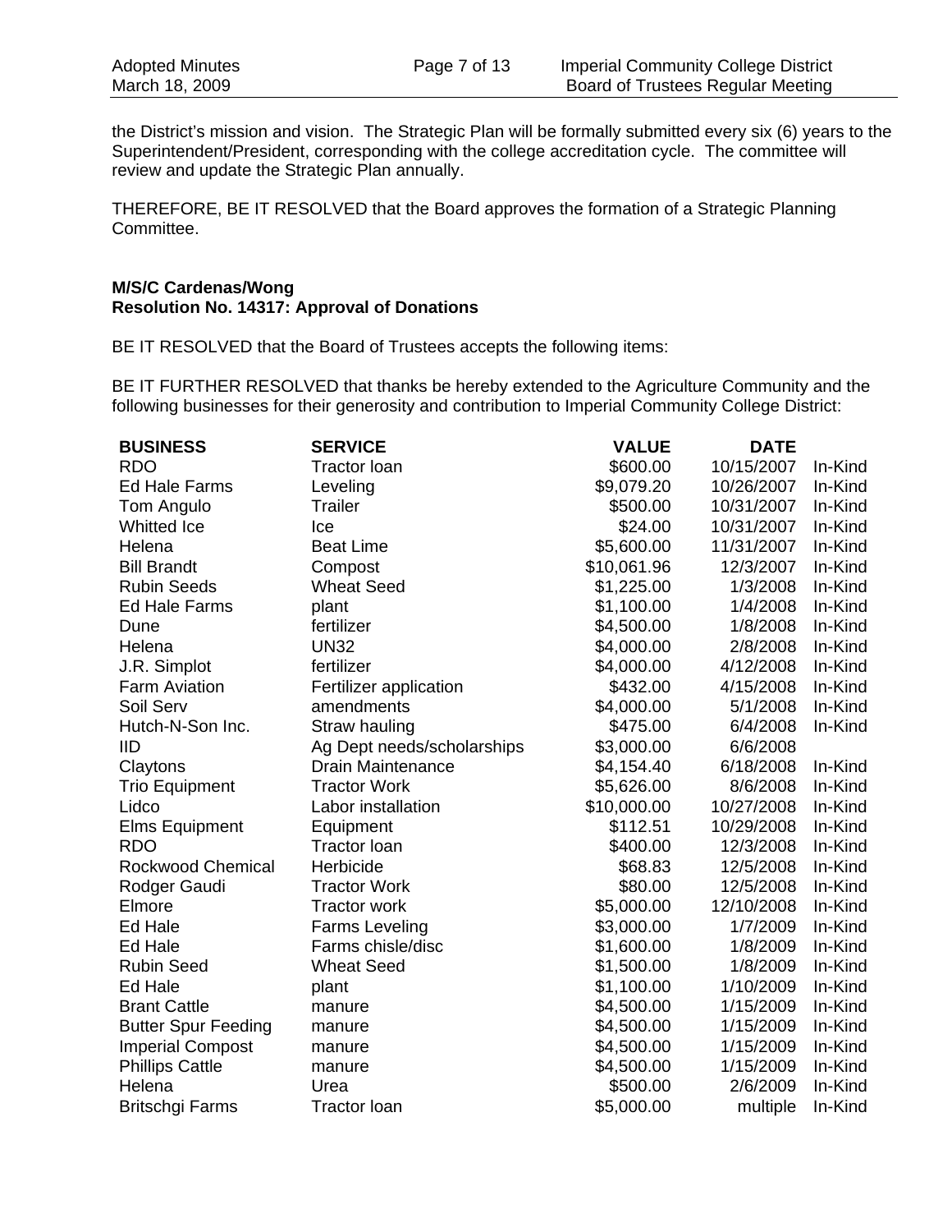the District's mission and vision. The Strategic Plan will be formally submitted every six (6) years to the Superintendent/President, corresponding with the college accreditation cycle. The committee will review and update the Strategic Plan annually.

THEREFORE, BE IT RESOLVED that the Board approves the formation of a Strategic Planning Committee.

**M/S/C Cardenas/Wong**
**Resolution No. 14317: Approval of Donations**

BE IT RESOLVED that the Board of Trustees accepts the following items:

BE IT FURTHER RESOLVED that thanks be hereby extended to the Agriculture Community and the following businesses for their generosity and contribution to Imperial Community College District:

| BUSINESS | SERVICE | VALUE | DATE | |
|---|---|---|---|---|
| RDO | Tractor loan | $600.00 | 10/15/2007 | In-Kind |
| Ed Hale Farms | Leveling | $9,079.20 | 10/26/2007 | In-Kind |
| Tom Angulo | Trailer | $500.00 | 10/31/2007 | In-Kind |
| Whitted Ice | Ice | $24.00 | 10/31/2007 | In-Kind |
| Helena | Beat Lime | $5,600.00 | 11/31/2007 | In-Kind |
| Bill Brandt | Compost | $10,061.96 | 12/3/2007 | In-Kind |
| Rubin Seeds | Wheat Seed | $1,225.00 | 1/3/2008 | In-Kind |
| Ed Hale Farms | plant | $1,100.00 | 1/4/2008 | In-Kind |
| Dune | fertilizer | $4,500.00 | 1/8/2008 | In-Kind |
| Helena | UN32 | $4,000.00 | 2/8/2008 | In-Kind |
| J.R. Simplot | fertilizer | $4,000.00 | 4/12/2008 | In-Kind |
| Farm Aviation | Fertilizer application | $432.00 | 4/15/2008 | In-Kind |
| Soil Serv | amendments | $4,000.00 | 5/1/2008 | In-Kind |
| Hutch-N-Son Inc. | Straw hauling | $475.00 | 6/4/2008 | In-Kind |
| IID | Ag Dept needs/scholarships | $3,000.00 | 6/6/2008 | |
| Claytons | Drain Maintenance | $4,154.40 | 6/18/2008 | In-Kind |
| Trio Equipment | Tractor Work | $5,626.00 | 8/6/2008 | In-Kind |
| Lidco | Labor installation | $10,000.00 | 10/27/2008 | In-Kind |
| Elms Equipment | Equipment | $112.51 | 10/29/2008 | In-Kind |
| RDO | Tractor loan | $400.00 | 12/3/2008 | In-Kind |
| Rockwood Chemical | Herbicide | $68.83 | 12/5/2008 | In-Kind |
| Rodger Gaudi | Tractor Work | $80.00 | 12/5/2008 | In-Kind |
| Elmore | Tractor work | $5,000.00 | 12/10/2008 | In-Kind |
| Ed Hale | Farms Leveling | $3,000.00 | 1/7/2009 | In-Kind |
| Ed Hale | Farms chisle/disc | $1,600.00 | 1/8/2009 | In-Kind |
| Rubin Seed | Wheat Seed | $1,500.00 | 1/8/2009 | In-Kind |
| Ed Hale | plant | $1,100.00 | 1/10/2009 | In-Kind |
| Brant Cattle | manure | $4,500.00 | 1/15/2009 | In-Kind |
| Butter Spur Feeding | manure | $4,500.00 | 1/15/2009 | In-Kind |
| Imperial Compost | manure | $4,500.00 | 1/15/2009 | In-Kind |
| Phillips Cattle | manure | $4,500.00 | 1/15/2009 | In-Kind |
| Helena | Urea | $500.00 | 2/6/2009 | In-Kind |
| Britschgi Farms | Tractor loan | $5,000.00 | multiple | In-Kind |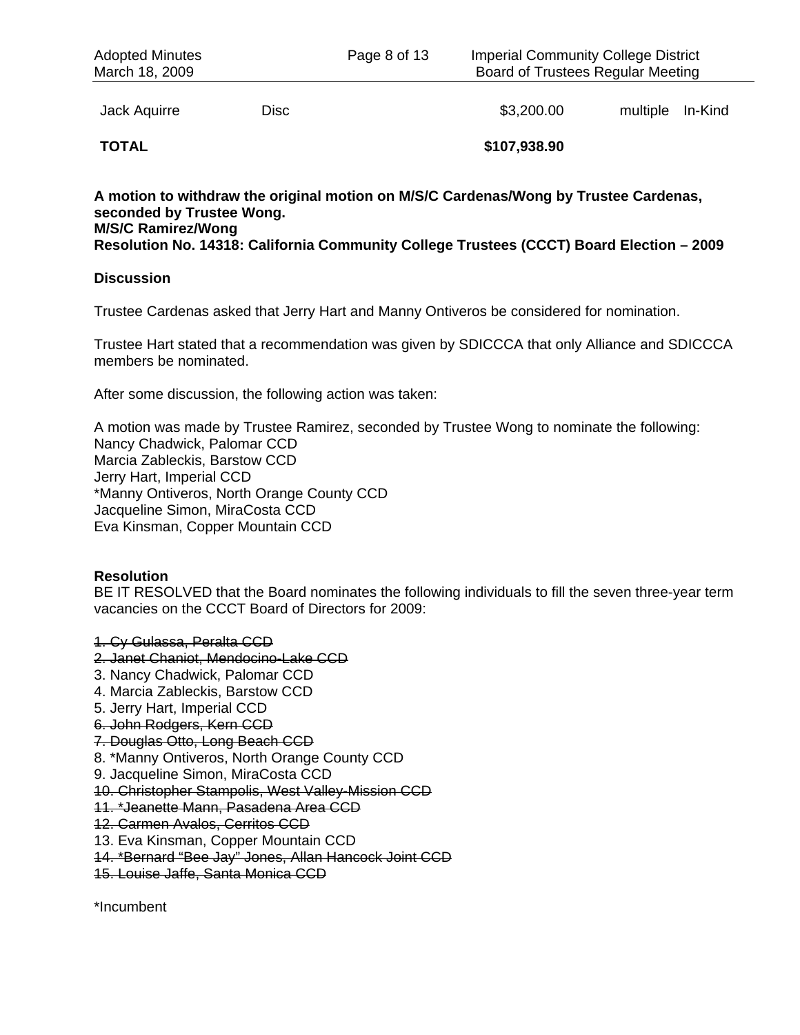| Jack Aquirre | Disc | $3,200.00 | multiple | In-Kind |
|---|---|---|---|---|
| **TOTAL** | | **$107,938.90** | | |

**A motion to withdraw the original motion on M/S/C Cardenas/Wong by Trustee Cardenas, seconded by Trustee Wong.**
**M/S/C Ramirez/Wong**
**Resolution No. 14318: California Community College Trustees (CCCT) Board Election – 2009**

**Discussion**

Trustee Cardenas asked that Jerry Hart and Manny Ontiveros be considered for nomination.

Trustee Hart stated that a recommendation was given by SDICCCA that only Alliance and SDICCCA members be nominated.

After some discussion, the following action was taken:

A motion was made by Trustee Ramirez, seconded by Trustee Wong to nominate the following:
Nancy Chadwick, Palomar CCD
Marcia Zableckis, Barstow CCD
Jerry Hart, Imperial CCD
*Manny Ontiveros, North Orange County CCD
Jacqueline Simon, MiraCosta CCD
Eva Kinsman, Copper Mountain CCD

**Resolution**
BE IT RESOLVED that the Board nominates the following individuals to fill the seven three-year term vacancies on the CCCT Board of Directors for 2009:

~~1. Cy Gulassa, Peralta CCD~~
~~2. Janet Chaniot, Mendocino-Lake CCD~~
3. Nancy Chadwick, Palomar CCD
4. Marcia Zableckis, Barstow CCD
5. Jerry Hart, Imperial CCD
~~6. John Rodgers, Kern CCD~~
~~7. Douglas Otto, Long Beach CCD~~
8. *Manny Ontiveros, North Orange County CCD
9. Jacqueline Simon, MiraCosta CCD
~~10. Christopher Stampolis, West Valley-Mission CCD~~
~~11. *Jeanette Mann, Pasadena Area CCD~~
~~12. Carmen Avalos, Cerritos CCD~~
13. Eva Kinsman, Copper Mountain CCD
~~14. *Bernard "Bee Jay" Jones, Allan Hancock Joint CCD~~
~~15. Louise Jaffe, Santa Monica CCD~~

*Incumbent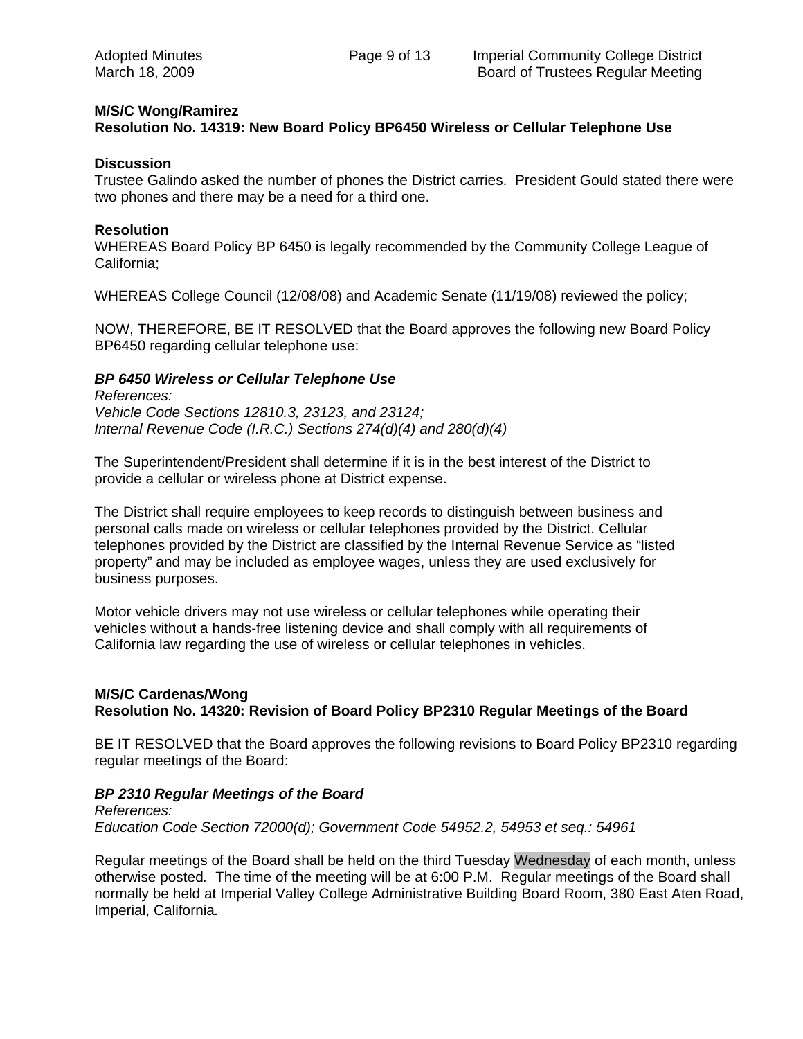**M/S/C Wong/Ramirez**
**Resolution No. 14319: New Board Policy BP6450 Wireless or Cellular Telephone Use**

**Discussion**
Trustee Galindo asked the number of phones the District carries. President Gould stated there were two phones and there may be a need for a third one.

**Resolution**
WHEREAS Board Policy BP 6450 is legally recommended by the Community College League of California;

WHEREAS College Council (12/08/08) and Academic Senate (11/19/08) reviewed the policy;

NOW, THEREFORE, BE IT RESOLVED that the Board approves the following new Board Policy BP6450 regarding cellular telephone use:

***BP 6450 Wireless or Cellular Telephone Use***
*References:*
*Vehicle Code Sections 12810.3, 23123, and 23124;*
*Internal Revenue Code (I.R.C.) Sections 274(d)(4) and 280(d)(4)*

The Superintendent/President shall determine if it is in the best interest of the District to provide a cellular or wireless phone at District expense.

The District shall require employees to keep records to distinguish between business and personal calls made on wireless or cellular telephones provided by the District. Cellular telephones provided by the District are classified by the Internal Revenue Service as "listed property" and may be included as employee wages, unless they are used exclusively for business purposes.

Motor vehicle drivers may not use wireless or cellular telephones while operating their vehicles without a hands-free listening device and shall comply with all requirements of California law regarding the use of wireless or cellular telephones in vehicles.

**M/S/C Cardenas/Wong**
**Resolution No. 14320: Revision of Board Policy BP2310 Regular Meetings of the Board**

BE IT RESOLVED that the Board approves the following revisions to Board Policy BP2310 regarding regular meetings of the Board:

***BP 2310 Regular Meetings of the Board***
*References:*
*Education Code Section 72000(d); Government Code 54952.2, 54953 et seq.: 54961*

Regular meetings of the Board shall be held on the third ~~Tuesday~~ Wednesday of each month, unless otherwise posted. The time of the meeting will be at 6:00 P.M. Regular meetings of the Board shall normally be held at Imperial Valley College Administrative Building Board Room, 380 East Aten Road, Imperial, California.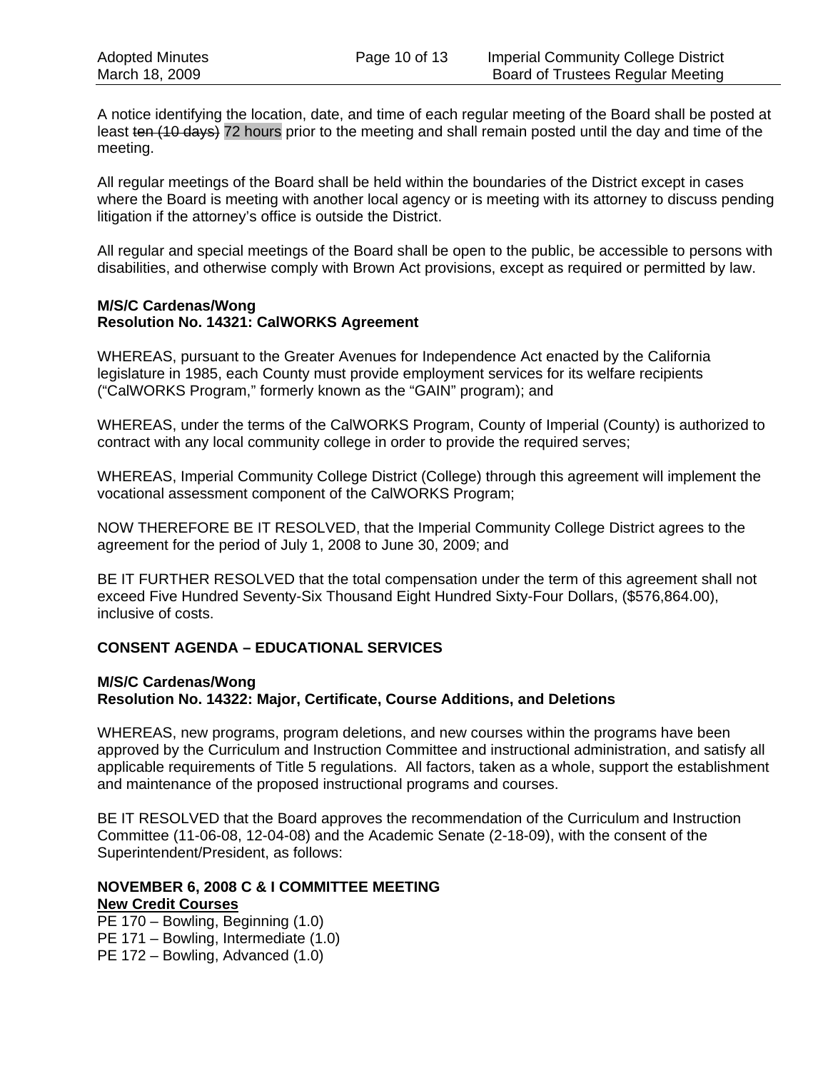A notice identifying the location, date, and time of each regular meeting of the Board shall be posted at least ~~ten (10 days)~~ 72 hours prior to the meeting and shall remain posted until the day and time of the meeting.

All regular meetings of the Board shall be held within the boundaries of the District except in cases where the Board is meeting with another local agency or is meeting with its attorney to discuss pending litigation if the attorney's office is outside the District.

All regular and special meetings of the Board shall be open to the public, be accessible to persons with disabilities, and otherwise comply with Brown Act provisions, except as required or permitted by law.

**M/S/C Cardenas/Wong**
**Resolution No. 14321: CalWORKS Agreement**

WHEREAS, pursuant to the Greater Avenues for Independence Act enacted by the California legislature in 1985, each County must provide employment services for its welfare recipients ("CalWORKS Program," formerly known as the "GAIN" program); and

WHEREAS, under the terms of the CalWORKS Program, County of Imperial (County) is authorized to contract with any local community college in order to provide the required serves;

WHEREAS, Imperial Community College District (College) through this agreement will implement the vocational assessment component of the CalWORKS Program;

NOW THEREFORE BE IT RESOLVED, that the Imperial Community College District agrees to the agreement for the period of July 1, 2008 to June 30, 2009; and

BE IT FURTHER RESOLVED that the total compensation under the term of this agreement shall not exceed Five Hundred Seventy-Six Thousand Eight Hundred Sixty-Four Dollars, ($576,864.00), inclusive of costs.

## CONSENT AGENDA – EDUCATIONAL SERVICES

**M/S/C Cardenas/Wong**
**Resolution No. 14322: Major, Certificate, Course Additions, and Deletions**

WHEREAS, new programs, program deletions, and new courses within the programs have been approved by the Curriculum and Instruction Committee and instructional administration, and satisfy all applicable requirements of Title 5 regulations. All factors, taken as a whole, support the establishment and maintenance of the proposed instructional programs and courses.

BE IT RESOLVED that the Board approves the recommendation of the Curriculum and Instruction Committee (11-06-08, 12-04-08) and the Academic Senate (2-18-09), with the consent of the Superintendent/President, as follows:

**NOVEMBER 6, 2008 C & I COMMITTEE MEETING**
**New Credit Courses**
PE 170 – Bowling, Beginning (1.0)
PE 171 – Bowling, Intermediate (1.0)
PE 172 – Bowling, Advanced (1.0)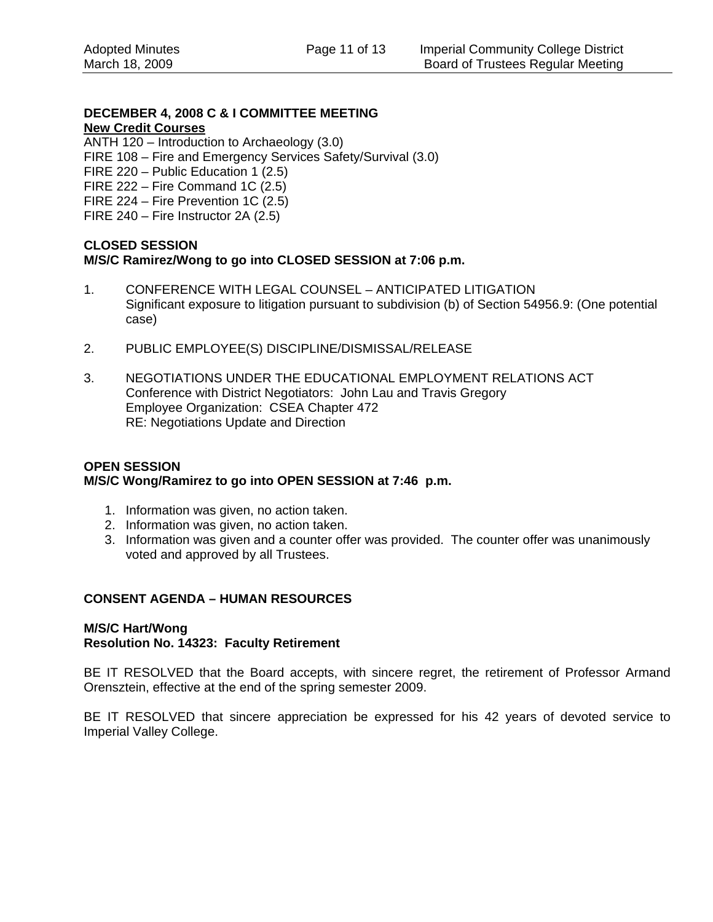**DECEMBER 4, 2008 C & I COMMITTEE MEETING**

**New Credit Courses**

ANTH 120 – Introduction to Archaeology (3.0)
FIRE 108 – Fire and Emergency Services Safety/Survival (3.0)
FIRE 220 – Public Education 1 (2.5)
FIRE 222 – Fire Command 1C (2.5)
FIRE 224 – Fire Prevention 1C (2.5)
FIRE 240 – Fire Instructor 2A (2.5)

**CLOSED SESSION**

**M/S/C Ramirez/Wong to go into CLOSED SESSION at 7:06 p.m.**

1. CONFERENCE WITH LEGAL COUNSEL – ANTICIPATED LITIGATION
   Significant exposure to litigation pursuant to subdivision (b) of Section 54956.9: (One potential case)

2. PUBLIC EMPLOYEE(S) DISCIPLINE/DISMISSAL/RELEASE

3. NEGOTIATIONS UNDER THE EDUCATIONAL EMPLOYMENT RELATIONS ACT
   Conference with District Negotiators: John Lau and Travis Gregory
   Employee Organization: CSEA Chapter 472
   RE: Negotiations Update and Direction

**OPEN SESSION**

**M/S/C Wong/Ramirez to go into OPEN SESSION at 7:46 p.m.**

1. Information was given, no action taken.
2. Information was given, no action taken.
3. Information was given and a counter offer was provided. The counter offer was unanimously voted and approved by all Trustees.

**CONSENT AGENDA – HUMAN RESOURCES**

**M/S/C Hart/Wong**
**Resolution No. 14323: Faculty Retirement**

BE IT RESOLVED that the Board accepts, with sincere regret, the retirement of Professor Armand Orensztein, effective at the end of the spring semester 2009.

BE IT RESOLVED that sincere appreciation be expressed for his 42 years of devoted service to Imperial Valley College.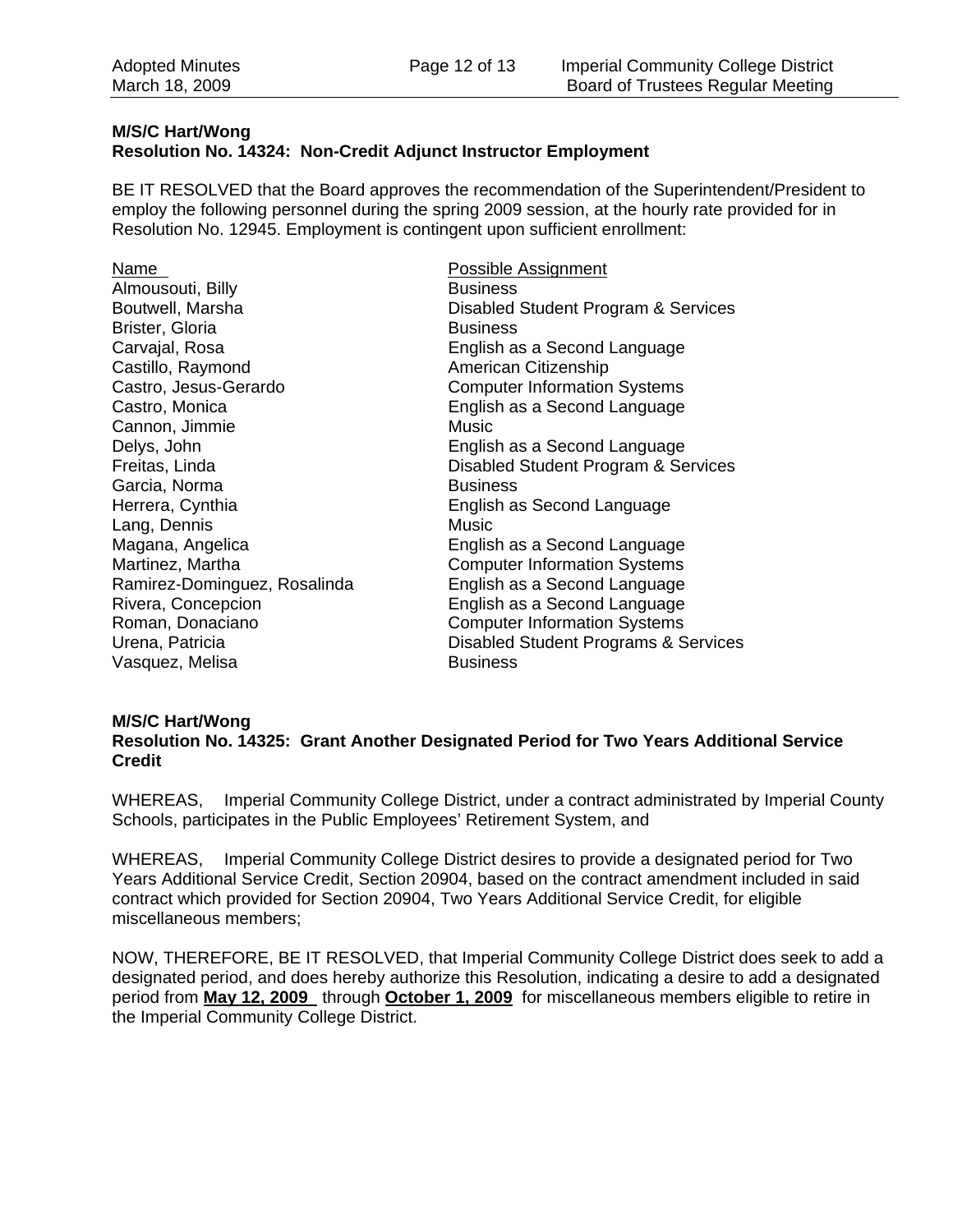**M/S/C Hart/Wong**
**Resolution No. 14324: Non-Credit Adjunct Instructor Employment**

BE IT RESOLVED that the Board approves the recommendation of the Superintendent/President to employ the following personnel during the spring 2009 session, at the hourly rate provided for in Resolution No. 12945. Employment is contingent upon sufficient enrollment:

| Name | Possible Assignment |
|---|---|
| Almousouti, Billy | Business |
| Boutwell, Marsha | Disabled Student Program & Services |
| Brister, Gloria | Business |
| Carvajal, Rosa | English as a Second Language |
| Castillo, Raymond | American Citizenship |
| Castro, Jesus-Gerardo | Computer Information Systems |
| Castro, Monica | English as a Second Language |
| Cannon, Jimmie | Music |
| Delys, John | English as a Second Language |
| Freitas, Linda | Disabled Student Program & Services |
| Garcia, Norma | Business |
| Herrera, Cynthia | English as Second Language |
| Lang, Dennis | Music |
| Magana, Angelica | English as a Second Language |
| Martinez, Martha | Computer Information Systems |
| Ramirez-Dominguez, Rosalinda | English as a Second Language |
| Rivera, Concepcion | English as a Second Language |
| Roman, Donaciano | Computer Information Systems |
| Urena, Patricia | Disabled Student Programs & Services |
| Vasquez, Melisa | Business |

**M/S/C Hart/Wong**
**Resolution No. 14325: Grant Another Designated Period for Two Years Additional Service Credit**

WHEREAS, Imperial Community College District, under a contract administrated by Imperial County Schools, participates in the Public Employees' Retirement System, and

WHEREAS, Imperial Community College District desires to provide a designated period for Two Years Additional Service Credit, Section 20904, based on the contract amendment included in said contract which provided for Section 20904, Two Years Additional Service Credit, for eligible miscellaneous members;

NOW, THEREFORE, BE IT RESOLVED, that Imperial Community College District does seek to add a designated period, and does hereby authorize this Resolution, indicating a desire to add a designated period from **May 12, 2009** through **October 1, 2009** for miscellaneous members eligible to retire in the Imperial Community College District.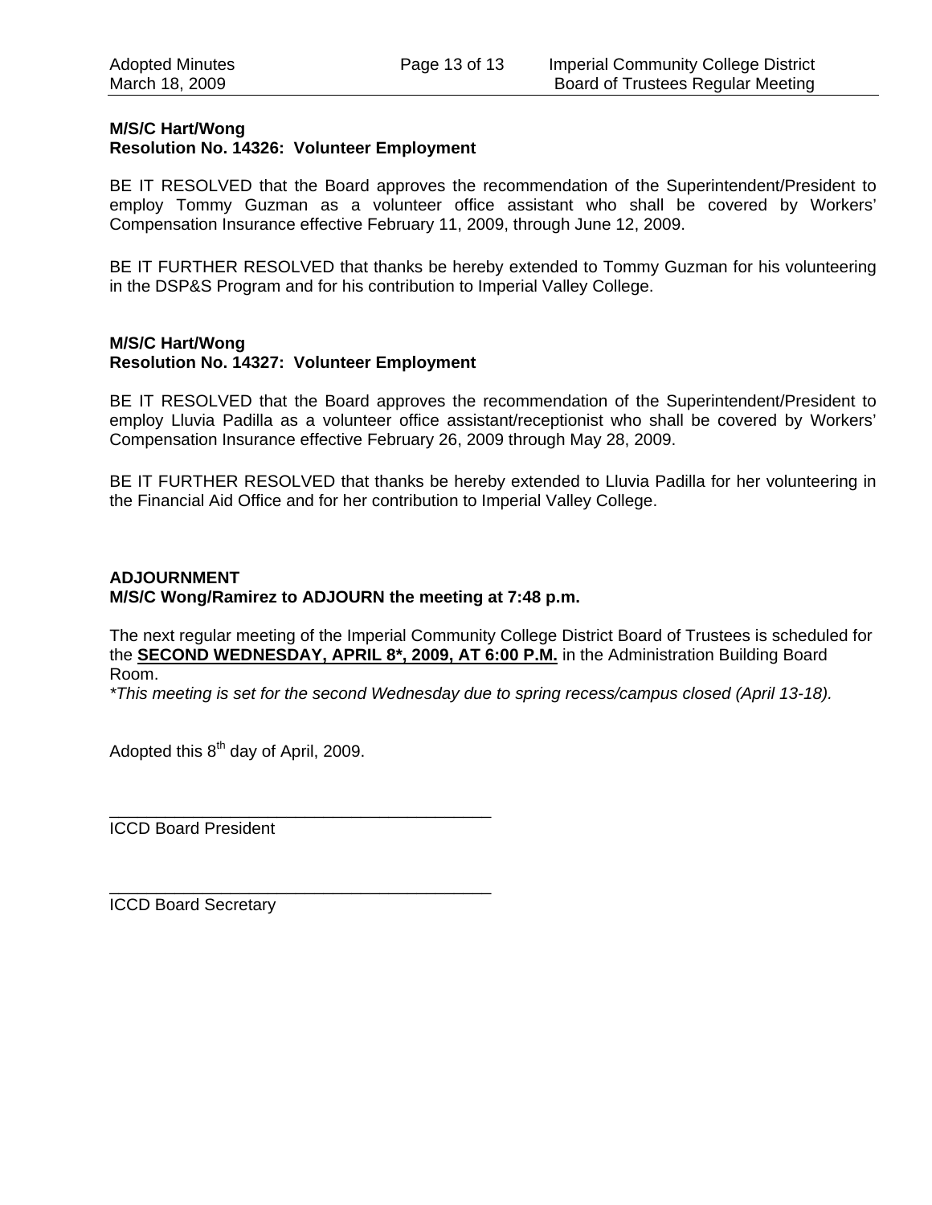**M/S/C Hart/Wong**
**Resolution No. 14326: Volunteer Employment**

BE IT RESOLVED that the Board approves the recommendation of the Superintendent/President to employ Tommy Guzman as a volunteer office assistant who shall be covered by Workers' Compensation Insurance effective February 11, 2009, through June 12, 2009.

BE IT FURTHER RESOLVED that thanks be hereby extended to Tommy Guzman for his volunteering in the DSP&S Program and for his contribution to Imperial Valley College.

**M/S/C Hart/Wong**
**Resolution No. 14327: Volunteer Employment**

BE IT RESOLVED that the Board approves the recommendation of the Superintendent/President to employ Lluvia Padilla as a volunteer office assistant/receptionist who shall be covered by Workers' Compensation Insurance effective February 26, 2009 through May 28, 2009.

BE IT FURTHER RESOLVED that thanks be hereby extended to Lluvia Padilla for her volunteering in the Financial Aid Office and for her contribution to Imperial Valley College.

**ADJOURNMENT**
**M/S/C Wong/Ramirez to ADJOURN the meeting at 7:48 p.m.**

The next regular meeting of the Imperial Community College District Board of Trustees is scheduled for the **SECOND WEDNESDAY, APRIL 8*, 2009, AT 6:00 P.M.** in the Administration Building Board Room.
*\*This meeting is set for the second Wednesday due to spring recess/campus closed (April 13-18).*

Adopted this 8th day of April, 2009.

\_\_\_\_\_\_\_\_\_\_\_\_\_\_\_\_\_\_\_\_\_\_\_\_\_\_\_\_\_\_\_\_\_\_\_\_\_\_\_\_\_\_
ICCD Board President

\_\_\_\_\_\_\_\_\_\_\_\_\_\_\_\_\_\_\_\_\_\_\_\_\_\_\_\_\_\_\_\_\_\_\_\_\_\_\_\_\_\_
ICCD Board Secretary